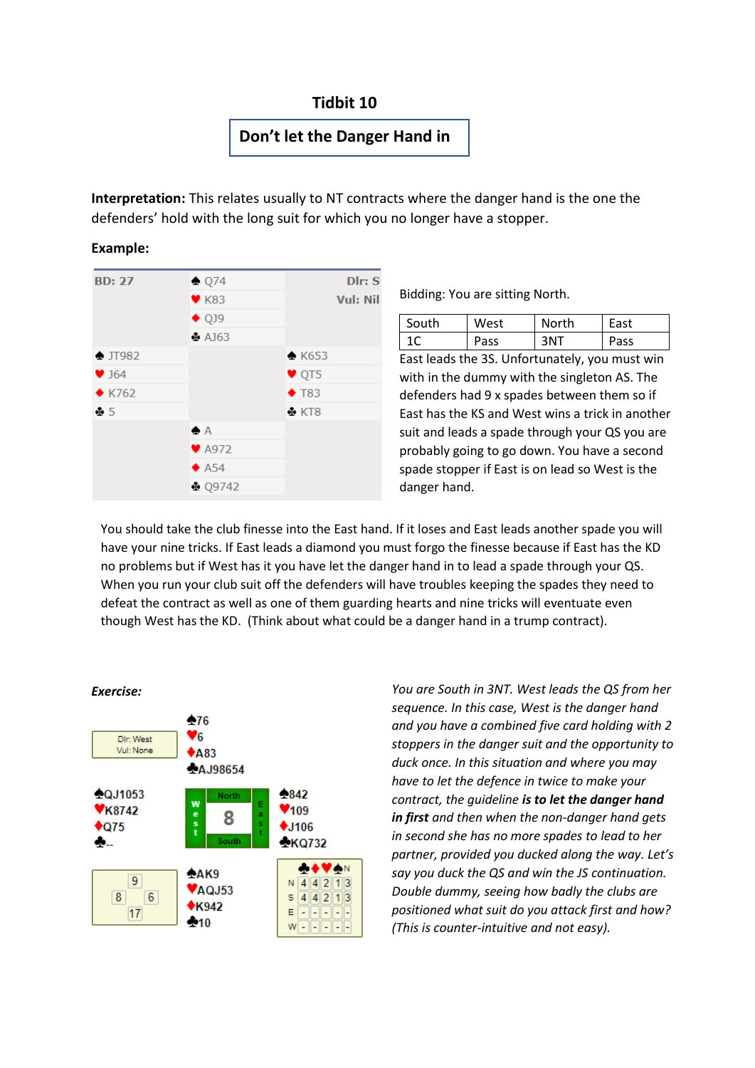# Tidbit 10

## Don't let the Danger Hand in

**Interpretation:** This relates usually to NT contracts where the danger hand is the one the defenders' hold with the long suit for which you no longer have a stopper.

**Example:**

| BD: 27 | ♠ Q74 | Dlr: S |
|---|---|---|
| | ♥ K83 | Vul: Nil |
| | ♦ QJ9 | |
| | ♣ AJ63 | |
| ♠ JT982 | | ♠ K653 |
| ♥ J64 | | ♥ QT5 |
| ♦ K762 | | ♦ T83 |
| ♣ 5 | | ♣ KT8 |
| | ♠ A | |
| | ♥ A972 | |
| | ♦ A54 | |
| | ♣ Q9742 | |

Bidding: You are sitting North.

| South | West | North | East |
|---|---|---|---|
| 1C | Pass | 3NT | Pass |

East leads the 3S. Unfortunately, you must win with in the dummy with the singleton AS. The defenders had 9 x spades between them so if East has the KS and West wins a trick in another suit and leads a spade through your QS you are probably going to go down. You have a second spade stopper if East is on lead so West is the danger hand.

You should take the club finesse into the East hand. If it loses and East leads another spade you will have your nine tricks. If East leads a diamond you must forgo the finesse because if East has the KD no problems but if West has it you have let the danger hand in to lead a spade through your QS. When you run your club suit off the defenders will have troubles keeping the spades they need to defeat the contract as well as one of them guarding hearts and nine tricks will eventuate even though West has the KD. (Think about what could be a danger hand in a trump contract).

***Exercise:***

Dlr: West
Vul: None

| | North | |
|---|---|---|
| | ♠76 | |
| | ♥6 | |
| | ♦A83 | |
| | ♣AJ98654 | |
| **West** | | **East** |
| ♠QJ1053 | | ♠842 |
| ♥K8742 | | ♥109 |
| ♦Q75 | | ♦J106 |
| ♣-- | | ♣KQ732 |
| | **South** | |
| | ♠AK9 | |
| | ♥AQJ53 | |
| | ♦K942 | |
| | ♣10 | |

HCP: North 9, West 8, East 6, South 17

| | NT | ♠ | ♥ | ♦ | ♣ |
|---|---|---|---|---|---|
| N | 4 | 4 | 2 | 1 | 3 |
| S | 4 | 4 | 2 | 1 | 3 |
| E | - | - | - | - | - |
| W | - | - | - | - | - |

*You are South in 3NT. West leads the QS from her sequence. In this case, West is the danger hand and you have a combined five card holding with 2 stoppers in the danger suit and the opportunity to duck once. In this situation and where you may have to let the defence in twice to make your contract, the guideline* ***is to let the danger hand in first*** *and then when the non-danger hand gets in second she has no more spades to lead to her partner, provided you ducked along the way. Let's say you duck the QS and win the JS continuation. Double dummy, seeing how badly the clubs are positioned what suit do you attack first and how? (This is counter-intuitive and not easy).*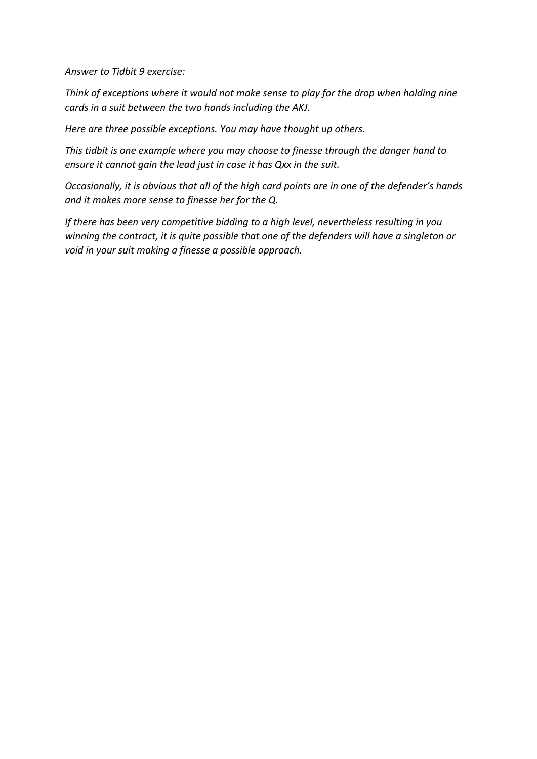*Answer to Tidbit 9 exercise:*

*Think of exceptions where it would not make sense to play for the drop when holding nine cards in a suit between the two hands including the AKJ.*

*Here are three possible exceptions. You may have thought up others.*

*This tidbit is one example where you may choose to finesse through the danger hand to ensure it cannot gain the lead just in case it has Qxx in the suit.*

*Occasionally, it is obvious that all of the high card points are in one of the defender's hands and it makes more sense to finesse her for the Q.*

*If there has been very competitive bidding to a high level, nevertheless resulting in you winning the contract, it is quite possible that one of the defenders will have a singleton or void in your suit making a finesse a possible approach.*